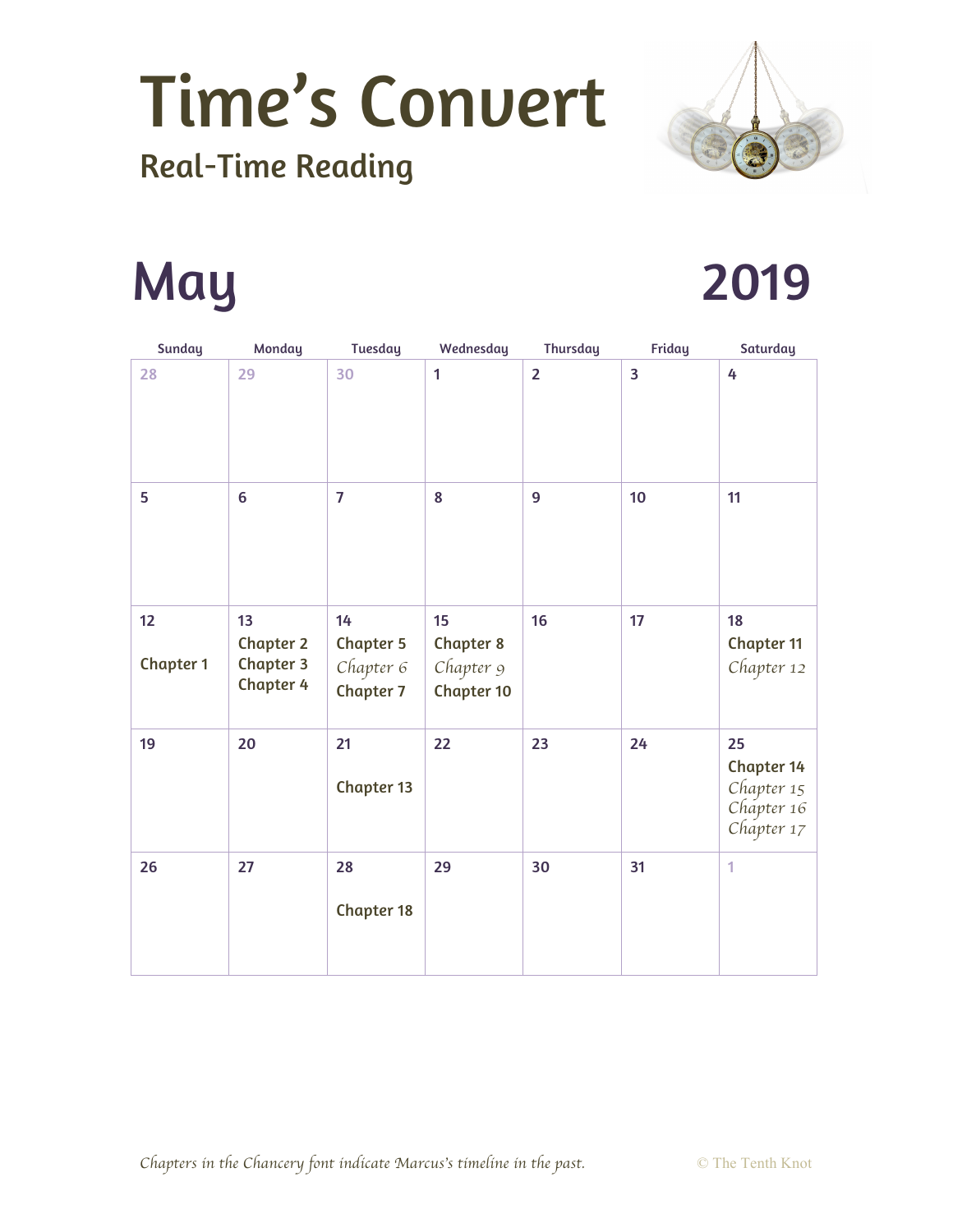# Time's Convert

## Real-Time Reading

## May 2019

| Sunday | Monday | Tuesday | Wednesday | Thursday | Friday | Saturday |
|---|---|---|---|---|---|---|
| 28 | 29 | 30 | 1 | 2 | 3 | 4 |
| 5 | 6 | 7 | 8 | 9 | 10 | 11 |
| 12<br>Chapter 1 | 13<br>Chapter 2<br>Chapter 3<br>Chapter 4 | 14<br>Chapter 5<br>*Chapter 6*<br>Chapter 7 | 15<br>Chapter 8<br>*Chapter 9*<br>Chapter 10 | 16 | 17 | 18<br>Chapter 11<br>*Chapter 12* |
| 19 | 20 | 21<br>Chapter 13 | 22 | 23 | 24 | 25<br>Chapter 14<br>*Chapter 15*<br>*Chapter 16*<br>*Chapter 17* |
| 26 | 27 | 28<br>Chapter 18 | 29 | 30 | 31 | 1 |

*Chapters in the Chancery font indicate Marcus's timeline in the past.*

© The Tenth Knot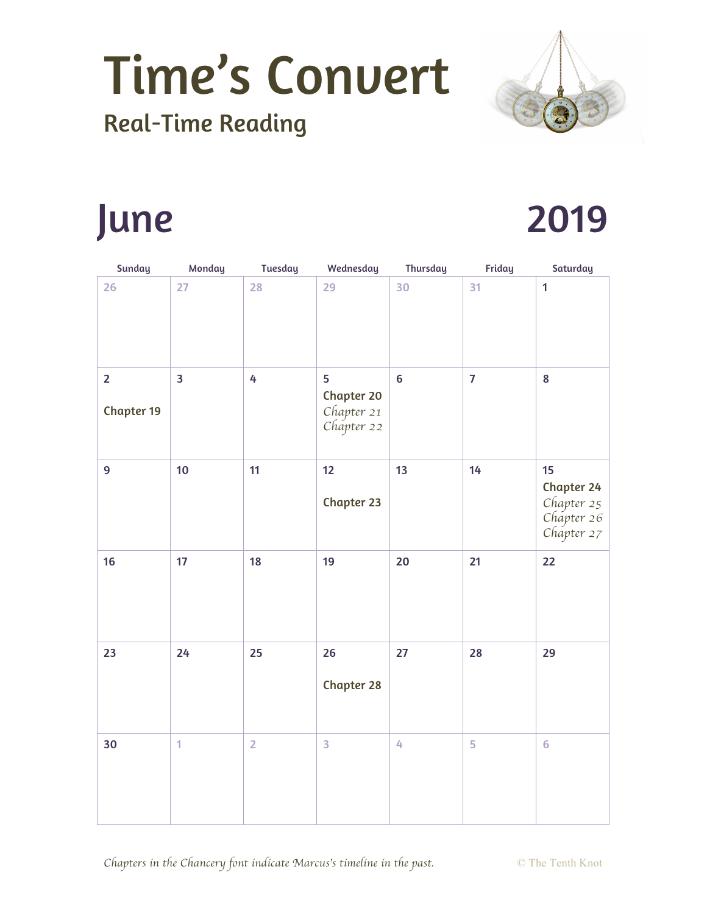# Time's Convert

## Real-Time Reading

## June 2019

| Sunday | Monday | Tuesday | Wednesday | Thursday | Friday | Saturday |
|---|---|---|---|---|---|---|
| 26 | 27 | 28 | 29 | 30 | 31 | 1 |
| 2<br>Chapter 19 | 3 | 4 | 5<br>Chapter 20<br>*Chapter 21*<br>*Chapter 22* | 6 | 7 | 8 |
| 9 | 10 | 11 | 12<br>Chapter 23 | 13 | 14 | 15<br>Chapter 24<br>*Chapter 25*<br>*Chapter 26*<br>*Chapter 27* |
| 16 | 17 | 18 | 19 | 20 | 21 | 22 |
| 23 | 24 | 25 | 26<br>Chapter 28 | 27 | 28 | 29 |
| 30 | 1 | 2 | 3 | 4 | 5 | 6 |

*Chapters in the Chancery font indicate Marcus's timeline in the past.*

© The Tenth Knot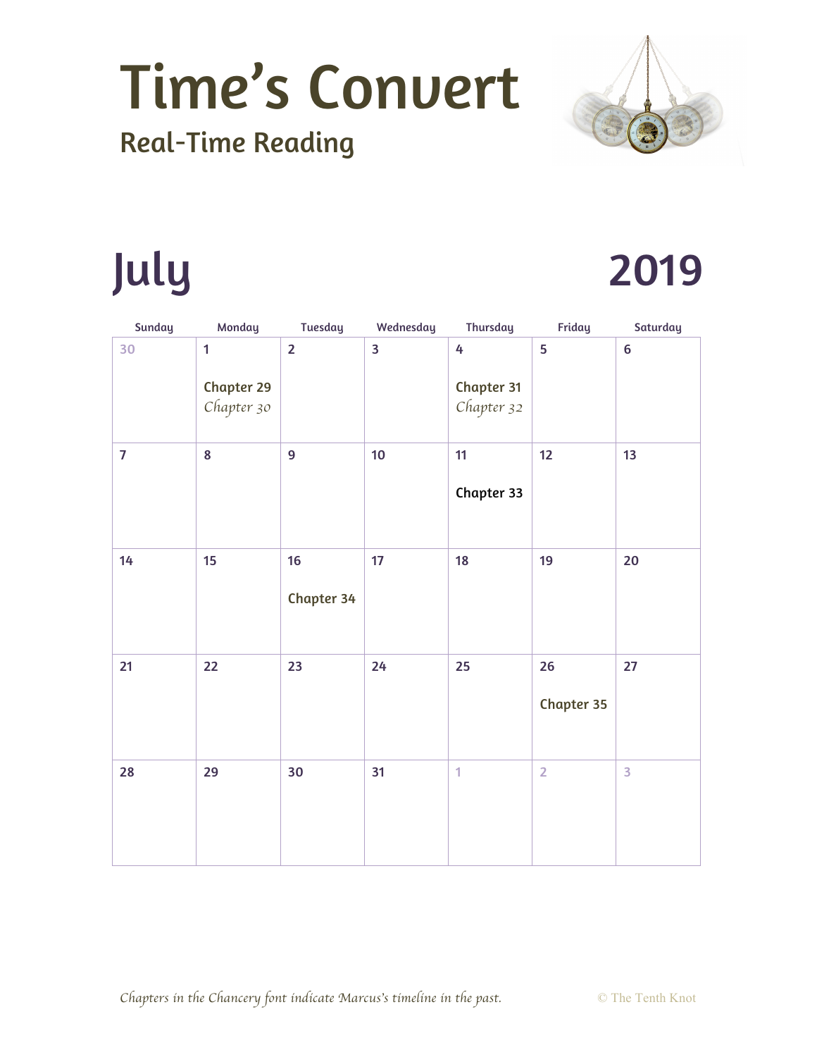# Time's Convert

## Real-Time Reading

## July 2019

| Sunday | Monday | Tuesday | Wednesday | Thursday | Friday | Saturday |
|---|---|---|---|---|---|---|
| 30 | 1<br><br>**Chapter 29**<br>*Chapter 30* | 2 | 3 | 4<br><br>**Chapter 31**<br>*Chapter 32* | 5 | 6 |
| 7 | 8 | 9 | 10 | 11<br><br>**Chapter 33** | 12 | 13 |
| 14 | 15 | 16<br><br>**Chapter 34** | 17 | 18 | 19 | 20 |
| 21 | 22 | 23 | 24 | 25 | 26<br><br>**Chapter 35** | 27 |
| 28 | 29 | 30 | 31 | 1 | 2 | 3 |

*Chapters in the Chancery font indicate Marcus's timeline in the past.*

© The Tenth Knot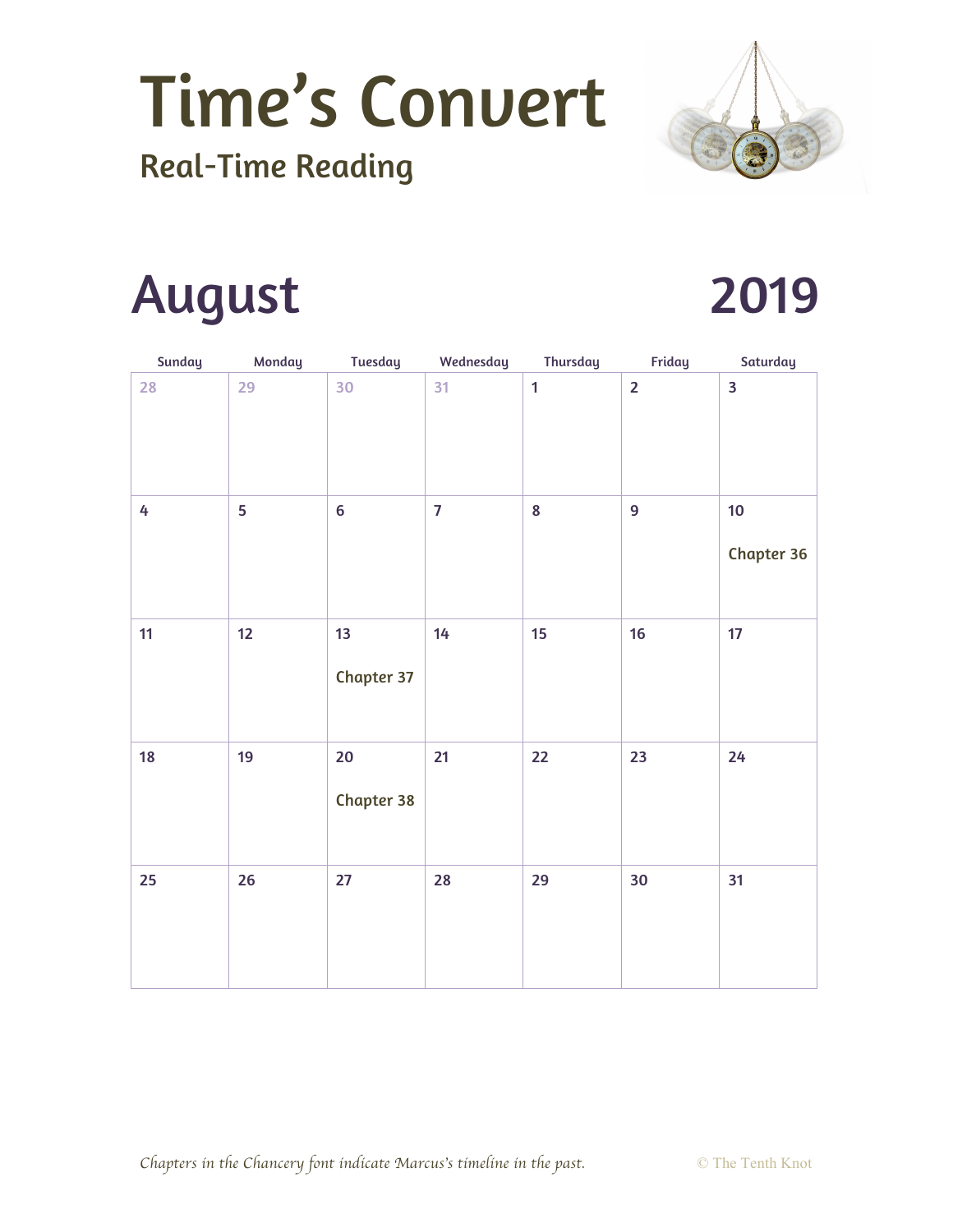# Time's Convert

## Real-Time Reading

## August 2019

| Sunday | Monday | Tuesday | Wednesday | Thursday | Friday | Saturday |
|---|---|---|---|---|---|---|
| 28 | 29 | 30 | 31 | 1 | 2 | 3 |
| 4 | 5 | 6 | 7 | 8 | 9 | 10 Chapter 36 |
| 11 | 12 | 13 Chapter 37 | 14 | 15 | 16 | 17 |
| 18 | 19 | 20 Chapter 38 | 21 | 22 | 23 | 24 |
| 25 | 26 | 27 | 28 | 29 | 30 | 31 |

*Chapters in the Chancery font indicate Marcus's timeline in the past.*

© The Tenth Knot